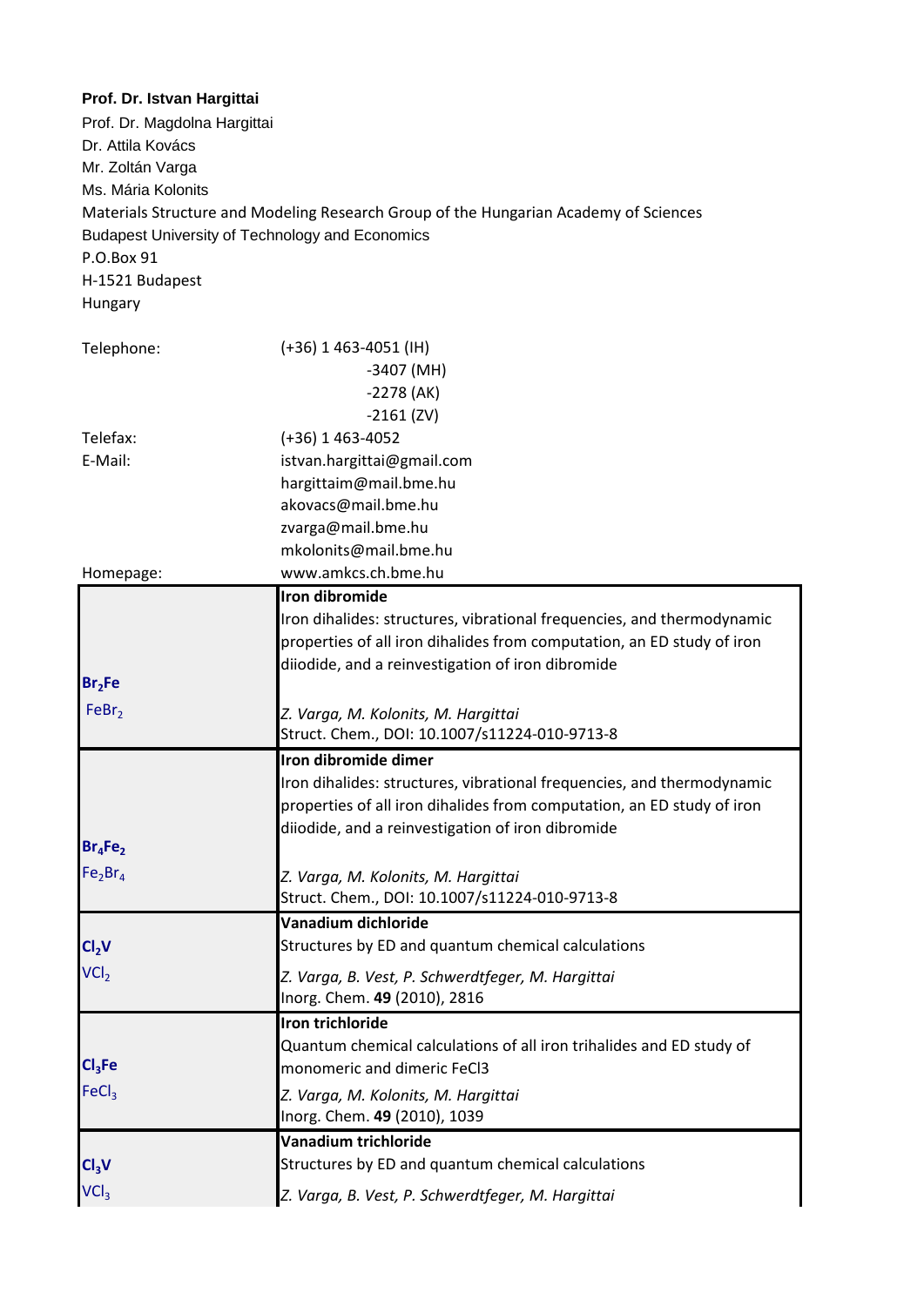**Prof. Dr. Istvan Hargittai**

Prof. Dr. Magdolna Hargittai
Dr. Attila Kovács
Mr. Zoltán Varga
Ms. Mária Kolonits
Materials Structure and Modeling Research Group of the Hungarian Academy of Sciences
Budapest University of Technology and Economics
P.O.Box 91
H-1521 Budapest
Hungary

| | |
|---|---|
| Telephone: | (+36) 1 463-4051 (IH) |
| | -3407 (MH) |
| | -2278 (AK) |
| | -2161 (ZV) |
| Telefax: | (+36) 1 463-4052 |
| E-Mail: | istvan.hargittai@gmail.com |
| | hargittaim@mail.bme.hu |
| | akovacs@mail.bme.hu |
| | zvarga@mail.bme.hu |
| | mkolonits@mail.bme.hu |
| Homepage: | www.amkcs.ch.bme.hu |

| Compound | Details |
|---|---|
| **$Br_2Fe$** $FeBr_2$ | **Iron dibromide** Iron dihalides: structures, vibrational frequencies, and thermodynamic properties of all iron dihalides from computation, an ED study of iron diiodide, and a reinvestigation of iron dibromide *Z. Varga, M. Kolonits, M. Hargittai* Struct. Chem., DOI: 10.1007/s11224-010-9713-8 |
| **$Br_4Fe_2$** $Fe_2Br_4$ | **Iron dibromide dimer** Iron dihalides: structures, vibrational frequencies, and thermodynamic properties of all iron dihalides from computation, an ED study of iron diiodide, and a reinvestigation of iron dibromide *Z. Varga, M. Kolonits, M. Hargittai* Struct. Chem., DOI: 10.1007/s11224-010-9713-8 |
| **$Cl_2V$** $VCl_2$ | **Vanadium dichloride** Structures by ED and quantum chemical calculations *Z. Varga, B. Vest, P. Schwerdtfeger, M. Hargittai* Inorg. Chem. **49** (2010), 2816 |
| **$Cl_3Fe$** $FeCl_3$ | **Iron trichloride** Quantum chemical calculations of all iron trihalides and ED study of monomeric and dimeric FeCl3 *Z. Varga, M. Kolonits, M. Hargittai* Inorg. Chem. **49** (2010), 1039 |
| **$Cl_3V$** $VCl_3$ | **Vanadium trichloride** Structures by ED and quantum chemical calculations *Z. Varga, B. Vest, P. Schwerdtfeger, M. Hargittai* |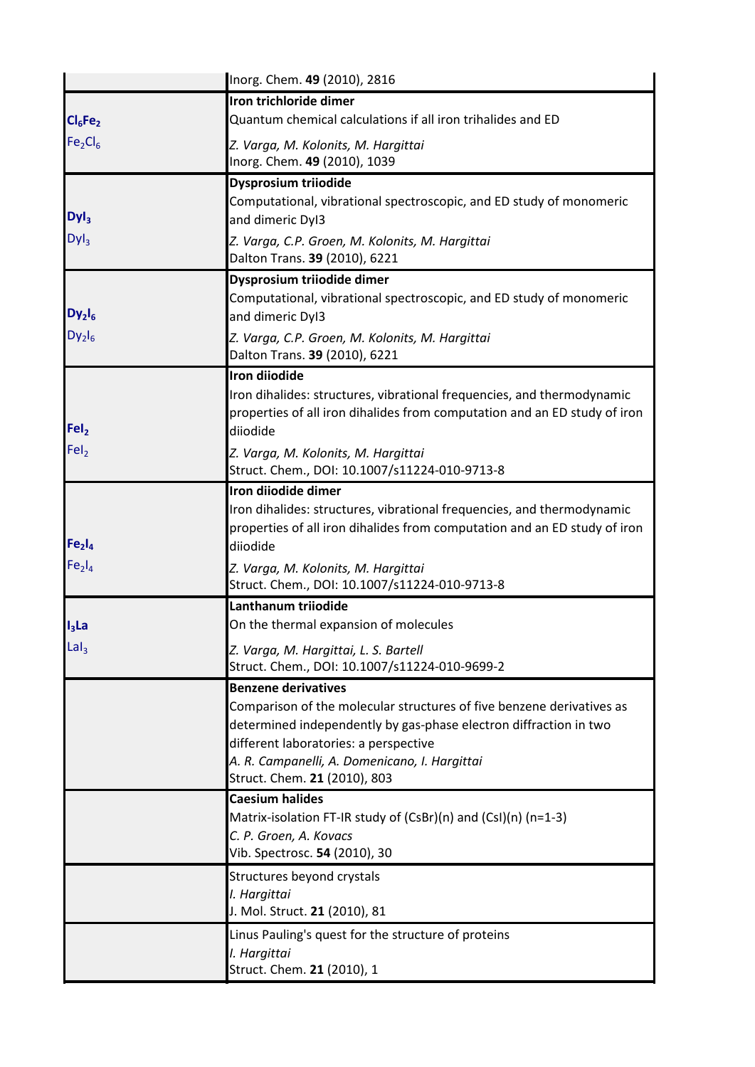| | |
|---|---|
| | Inorg. Chem. **49** (2010), 2816 |
| **$Cl_6Fe_2$**<br>$Fe_2Cl_6$ | **Iron trichloride dimer**<br>Quantum chemical calculations if all iron trihalides and ED<br>*Z. Varga, M. Kolonits, M. Hargittai*<br>Inorg. Chem. **49** (2010), 1039 |
| **$DyI_3$**<br>$DyI_3$ | **Dysprosium triiodide**<br>Computational, vibrational spectroscopic, and ED study of monomeric and dimeric DyI3<br>*Z. Varga, C.P. Groen, M. Kolonits, M. Hargittai*<br>Dalton Trans. **39** (2010), 6221 |
| **$Dy_2I_6$**<br>$Dy_2I_6$ | **Dysprosium triiodide dimer**<br>Computational, vibrational spectroscopic, and ED study of monomeric and dimeric DyI3<br>*Z. Varga, C.P. Groen, M. Kolonits, M. Hargittai*<br>Dalton Trans. **39** (2010), 6221 |
| **$FeI_2$**<br>$FeI_2$ | **Iron diiodide**<br>Iron dihalides: structures, vibrational frequencies, and thermodynamic properties of all iron dihalides from computation and an ED study of iron diiodide<br>*Z. Varga, M. Kolonits, M. Hargittai*<br>Struct. Chem., DOI: 10.1007/s11224-010-9713-8 |
| **$Fe_2I_4$**<br>$Fe_2I_4$ | **Iron diiodide dimer**<br>Iron dihalides: structures, vibrational frequencies, and thermodynamic properties of all iron dihalides from computation and an ED study of iron diiodide<br>*Z. Varga, M. Kolonits, M. Hargittai*<br>Struct. Chem., DOI: 10.1007/s11224-010-9713-8 |
| **$I_3La$**<br>$LaI_3$ | **Lanthanum triiodide**<br>On the thermal expansion of molecules<br>*Z. Varga, M. Hargittai, L. S. Bartell*<br>Struct. Chem., DOI: 10.1007/s11224-010-9699-2 |
| | **Benzene derivatives**<br>Comparison of the molecular structures of five benzene derivatives as determined independently by gas-phase electron diffraction in two different laboratories: a perspective<br>*A. R. Campanelli, A. Domenicano, I. Hargittai*<br>Struct. Chem. **21** (2010), 803 |
| | **Caesium halides**<br>Matrix-isolation FT-IR study of (CsBr)(n) and (CsI)(n) (n=1-3)<br>*C. P. Groen, A. Kovacs*<br>Vib. Spectrosc. **54** (2010), 30 |
| | Structures beyond crystals<br>*I. Hargittai*<br>J. Mol. Struct. **21** (2010), 81 |
| | Linus Pauling's quest for the structure of proteins<br>*I. Hargittai*<br>Struct. Chem. **21** (2010), 1 |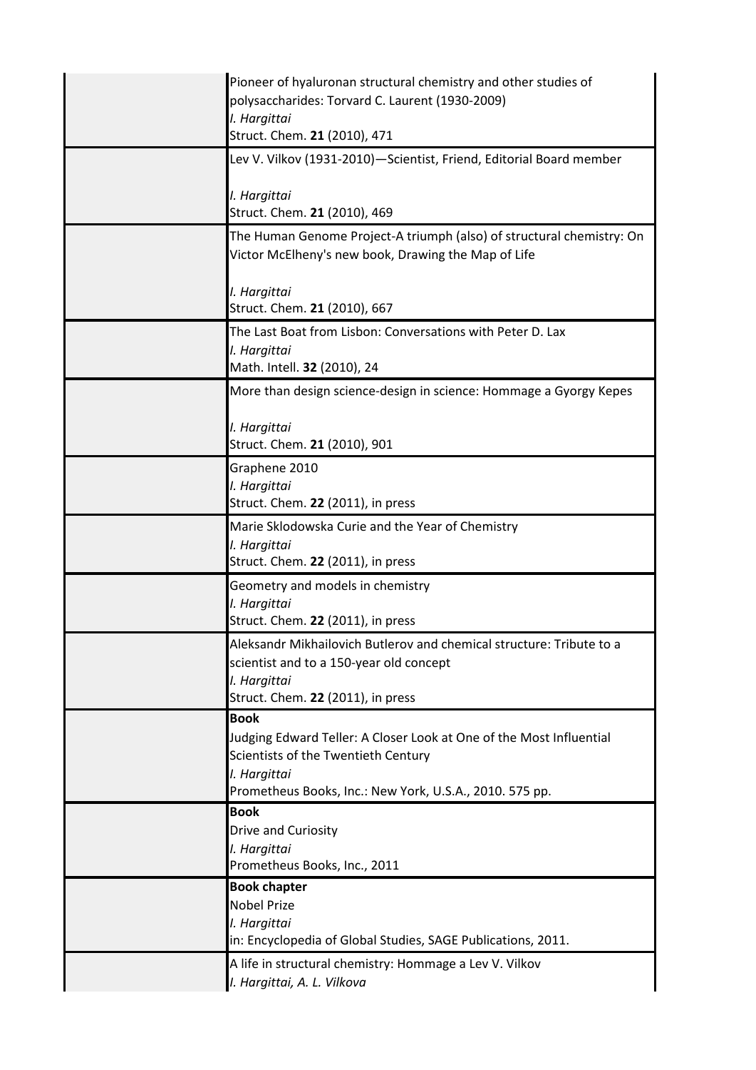| | |
|---|---|
| | Pioneer of hyaluronan structural chemistry and other studies of polysaccharides: Torvard C. Laurent (1930-2009)<br>*I. Hargittai*<br>Struct. Chem. **21** (2010), 471 |
| | Lev V. Vilkov (1931-2010)—Scientist, Friend, Editorial Board member<br><br>*I. Hargittai*<br>Struct. Chem. **21** (2010), 469 |
| | The Human Genome Project-A triumph (also) of structural chemistry: On Victor McElheny's new book, Drawing the Map of Life<br><br>*I. Hargittai*<br>Struct. Chem. **21** (2010), 667 |
| | The Last Boat from Lisbon: Conversations with Peter D. Lax<br>*I. Hargittai*<br>Math. Intell. **32** (2010), 24 |
| | More than design science-design in science: Hommage a Gyorgy Kepes<br><br>*I. Hargittai*<br>Struct. Chem. **21** (2010), 901 |
| | Graphene 2010<br>*I. Hargittai*<br>Struct. Chem. **22** (2011), in press |
| | Marie Sklodowska Curie and the Year of Chemistry<br>*I. Hargittai*<br>Struct. Chem. **22** (2011), in press |
| | Geometry and models in chemistry<br>*I. Hargittai*<br>Struct. Chem. **22** (2011), in press |
| | Aleksandr Mikhailovich Butlerov and chemical structure: Tribute to a scientist and to a 150-year old concept<br>*I. Hargittai*<br>Struct. Chem. **22** (2011), in press |
| | **Book**<br>Judging Edward Teller: A Closer Look at One of the Most Influential Scientists of the Twentieth Century<br>*I. Hargittai*<br>Prometheus Books, Inc.: New York, U.S.A., 2010. 575 pp. |
| | **Book**<br>Drive and Curiosity<br>*I. Hargittai*<br>Prometheus Books, Inc., 2011 |
| | **Book chapter**<br>Nobel Prize<br>*I. Hargittai*<br>in: Encyclopedia of Global Studies, SAGE Publications, 2011. |
| | A life in structural chemistry: Hommage a Lev V. Vilkov<br>*I. Hargittai, A. L. Vilkova* |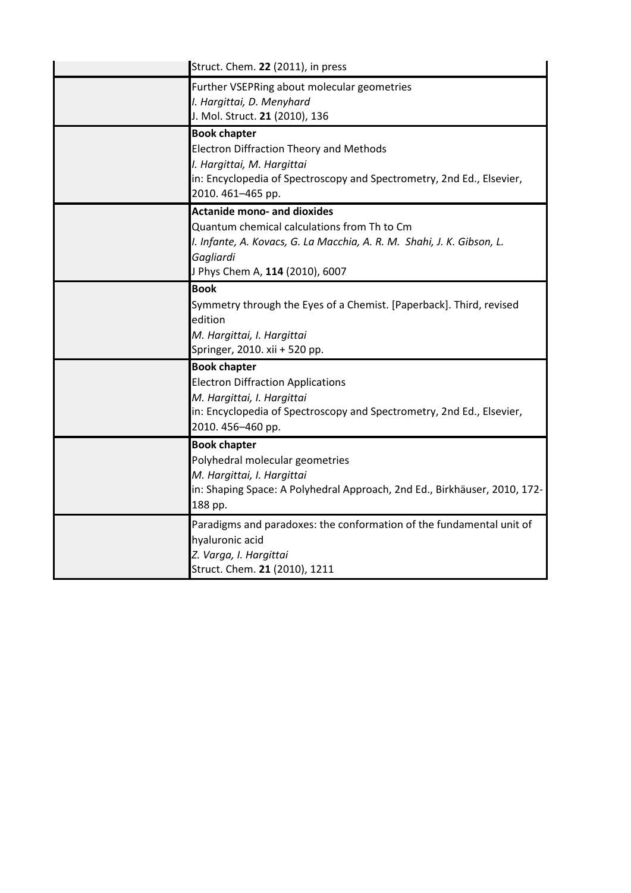| | |
|---|---|
| | Struct. Chem. **22** (2011), in press |
| | Further VSEPRing about molecular geometries<br>*I. Hargittai, D. Menyhard*<br>J. Mol. Struct. **21** (2010), 136 |
| | **Book chapter**<br>Electron Diffraction Theory and Methods<br>*I. Hargittai, M. Hargittai*<br>in: Encyclopedia of Spectroscopy and Spectrometry, 2nd Ed., Elsevier, 2010. 461–465 pp. |
| | **Actanide mono- and dioxides**<br>Quantum chemical calculations from Th to Cm<br>*I. Infante, A. Kovacs, G. La Macchia, A. R. M. Shahi, J. K. Gibson, L. Gagliardi*<br>J Phys Chem A, **114** (2010), 6007 |
| | **Book**<br>Symmetry through the Eyes of a Chemist. [Paperback]. Third, revised edition<br>*M. Hargittai, I. Hargittai*<br>Springer, 2010. xii + 520 pp. |
| | **Book chapter**<br>Electron Diffraction Applications<br>*M. Hargittai, I. Hargittai*<br>in: Encyclopedia of Spectroscopy and Spectrometry, 2nd Ed., Elsevier, 2010. 456–460 pp. |
| | **Book chapter**<br>Polyhedral molecular geometries<br>*M. Hargittai, I. Hargittai*<br>in: Shaping Space: A Polyhedral Approach, 2nd Ed., Birkhäuser, 2010, 172-188 pp. |
| | Paradigms and paradoxes: the conformation of the fundamental unit of hyaluronic acid<br>*Z. Varga, I. Hargittai*<br>Struct. Chem. **21** (2010), 1211 |